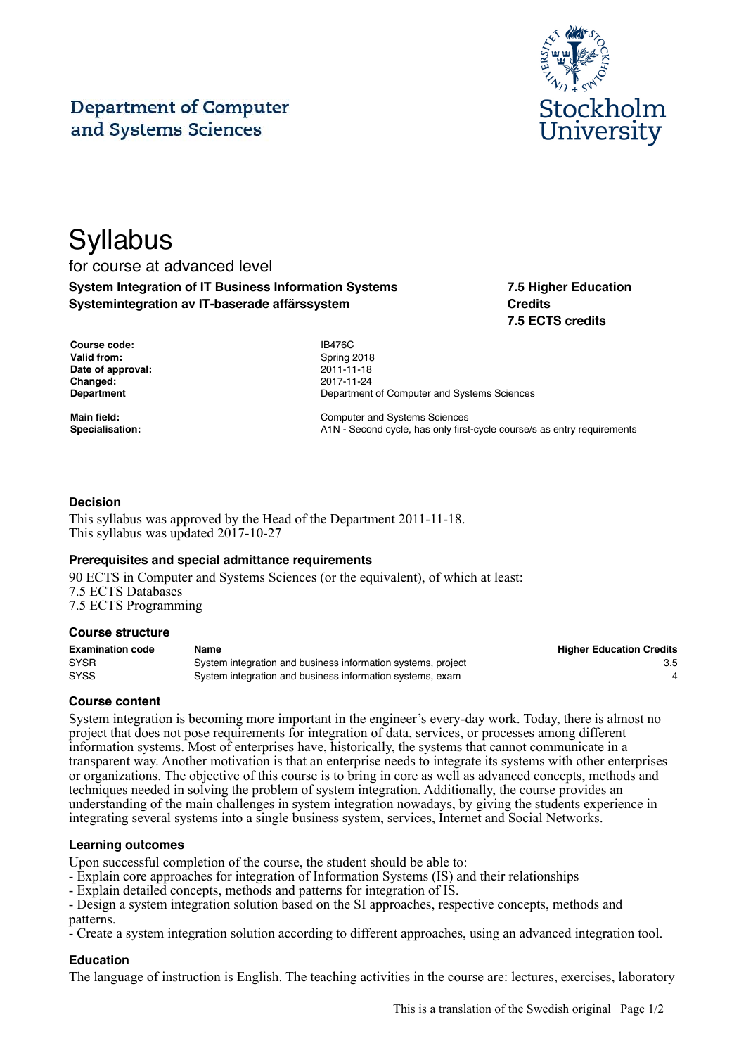Department of Computer and Systems Sciences

Stockholm University

# Syllabus

for course at advanced level

**System Integration of IT Business Information Systems**
**Systemintegration av IT-baserade affärssystem**

**7.5 Higher Education Credits**
**7.5 ECTS credits**

| | |
|---|---|
| **Course code:** | IB476C |
| **Valid from:** | Spring 2018 |
| **Date of approval:** | 2011-11-18 |
| **Changed:** | 2017-11-24 |
| **Department** | Department of Computer and Systems Sciences |
| **Main field:** | Computer and Systems Sciences |
| **Specialisation:** | A1N - Second cycle, has only first-cycle course/s as entry requirements |

### Decision

This syllabus was approved by the Head of the Department 2011-11-18.
This syllabus was updated 2017-10-27

### Prerequisites and special admittance requirements

90 ECTS in Computer and Systems Sciences (or the equivalent), of which at least:
7.5 ECTS Databases
7.5 ECTS Programming

### Course structure

| Examination code | Name | Higher Education Credits |
|---|---|---|
| SYSR | System integration and business information systems, project | 3.5 |
| SYSS | System integration and business information systems, exam | 4 |

### Course content

System integration is becoming more important in the engineer's every-day work. Today, there is almost no project that does not pose requirements for integration of data, services, or processes among different information systems. Most of enterprises have, historically, the systems that cannot communicate in a transparent way. Another motivation is that an enterprise needs to integrate its systems with other enterprises or organizations. The objective of this course is to bring in core as well as advanced concepts, methods and techniques needed in solving the problem of system integration. Additionally, the course provides an understanding of the main challenges in system integration nowadays, by giving the students experience in integrating several systems into a single business system, services, Internet and Social Networks.

### Learning outcomes

Upon successful completion of the course, the student should be able to:
- Explain core approaches for integration of Information Systems (IS) and their relationships
- Explain detailed concepts, methods and patterns for integration of IS.
- Design a system integration solution based on the SI approaches, respective concepts, methods and patterns.
- Create a system integration solution according to different approaches, using an advanced integration tool.

### Education

The language of instruction is English. The teaching activities in the course are: lectures, exercises, laboratory

This is a translation of the Swedish original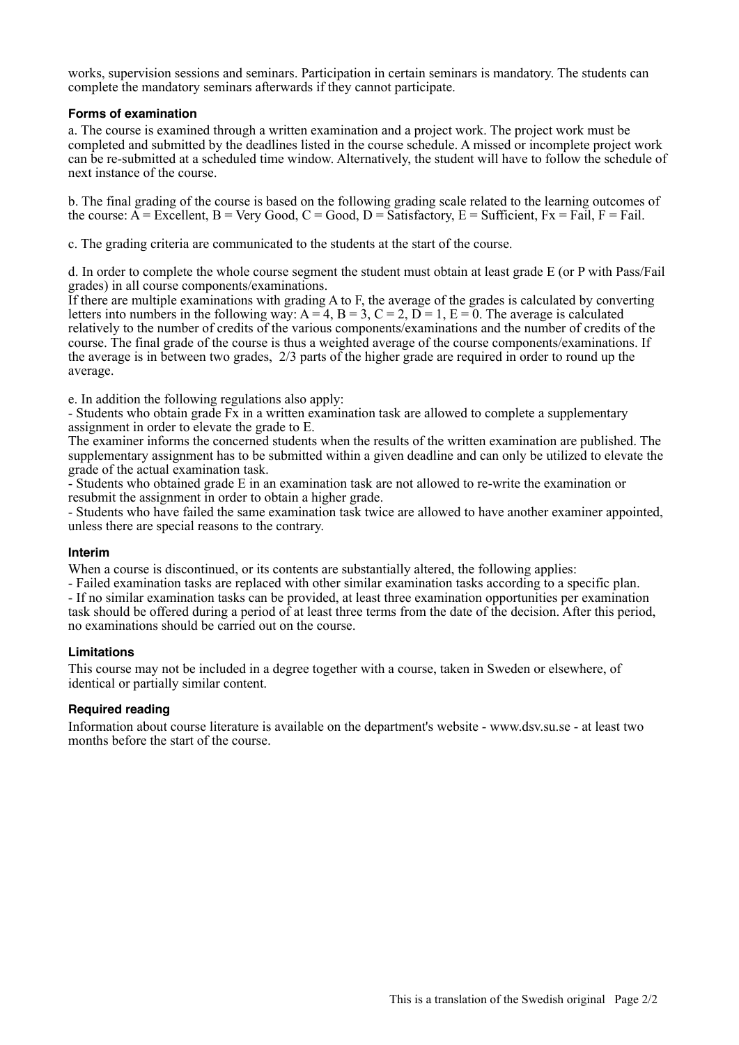works, supervision sessions and seminars. Participation in certain seminars is mandatory. The students can complete the mandatory seminars afterwards if they cannot participate.

### Forms of examination

a. The course is examined through a written examination and a project work. The project work must be completed and submitted by the deadlines listed in the course schedule. A missed or incomplete project work can be re-submitted at a scheduled time window. Alternatively, the student will have to follow the schedule of next instance of the course.

b. The final grading of the course is based on the following grading scale related to the learning outcomes of the course: A = Excellent, B = Very Good, C = Good, D = Satisfactory, E = Sufficient, Fx = Fail, F = Fail.

c. The grading criteria are communicated to the students at the start of the course.

d. In order to complete the whole course segment the student must obtain at least grade E (or P with Pass/Fail grades) in all course components/examinations.
If there are multiple examinations with grading A to F, the average of the grades is calculated by converting letters into numbers in the following way: A = 4, B = 3, C = 2, D = 1, E = 0. The average is calculated relatively to the number of credits of the various components/examinations and the number of credits of the course. The final grade of the course is thus a weighted average of the course components/examinations. If the average is in between two grades, 2/3 parts of the higher grade are required in order to round up the average.

e. In addition the following regulations also apply:
- Students who obtain grade Fx in a written examination task are allowed to complete a supplementary assignment in order to elevate the grade to E.
The examiner informs the concerned students when the results of the written examination are published. The supplementary assignment has to be submitted within a given deadline and can only be utilized to elevate the grade of the actual examination task.
- Students who obtained grade E in an examination task are not allowed to re-write the examination or resubmit the assignment in order to obtain a higher grade.
- Students who have failed the same examination task twice are allowed to have another examiner appointed, unless there are special reasons to the contrary.

### Interim

When a course is discontinued, or its contents are substantially altered, the following applies:
- Failed examination tasks are replaced with other similar examination tasks according to a specific plan.
- If no similar examination tasks can be provided, at least three examination opportunities per examination task should be offered during a period of at least three terms from the date of the decision. After this period, no examinations should be carried out on the course.

### Limitations

This course may not be included in a degree together with a course, taken in Sweden or elsewhere, of identical or partially similar content.

### Required reading

Information about course literature is available on the department's website - www.dsv.su.se - at least two months before the start of the course.

This is a translation of the Swedish original